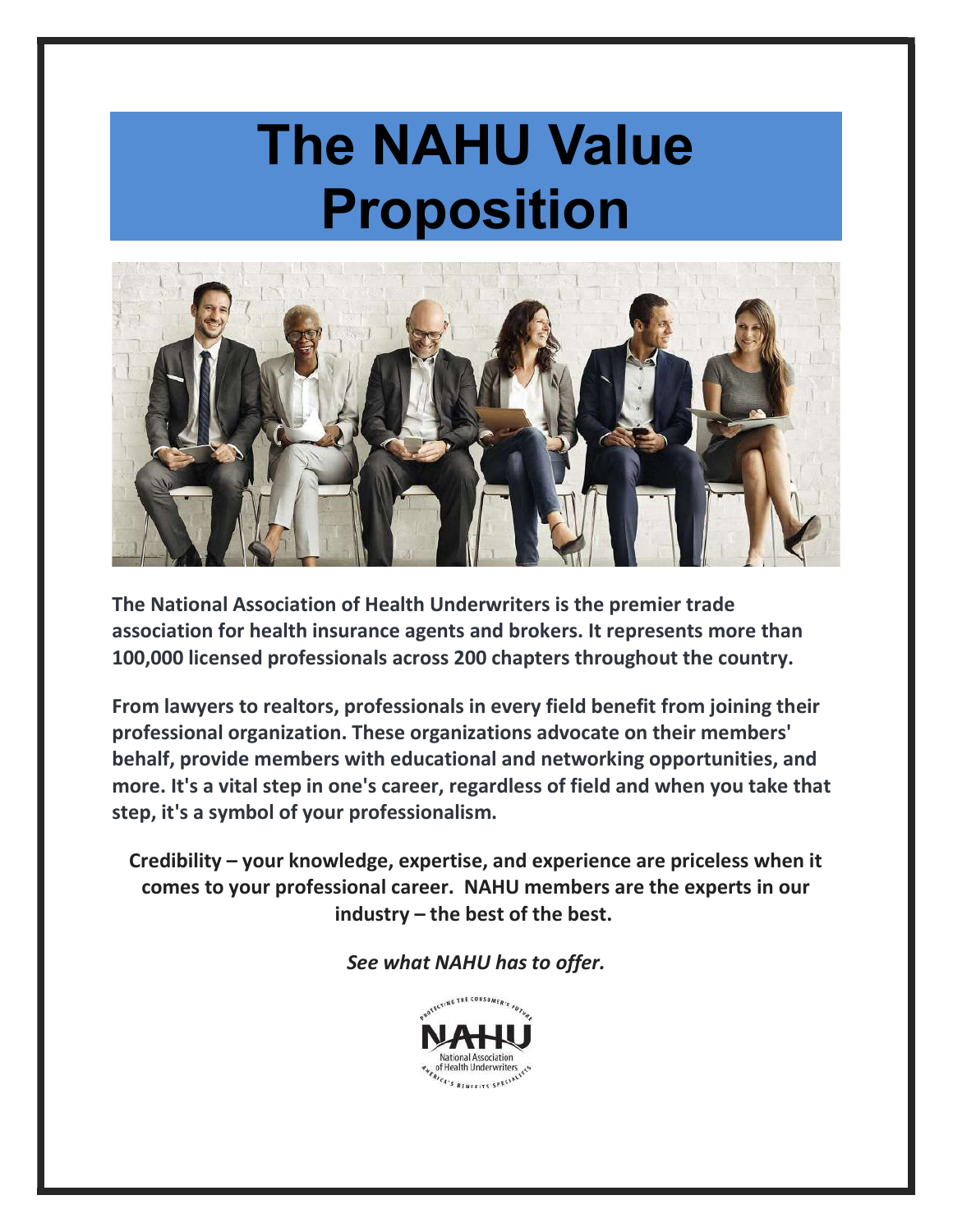# The NAHU Value Proposition

**The National Association of Health Underwriters is the premier trade association for health insurance agents and brokers. It represents more than 100,000 licensed professionals across 200 chapters throughout the country.**

**From lawyers to realtors, professionals in every field benefit from joining their professional organization. These organizations advocate on their members' behalf, provide members with educational and networking opportunities, and more. It's a vital step in one's career, regardless of field and when you take that step, it's a symbol of your professionalism.**

**Credibility – your knowledge, expertise, and experience are priceless when it comes to your professional career. NAHU members are the experts in our industry – the best of the best.**

***See what NAHU has to offer.***

PROTECTING THE CONSUMER'S FUTURE
NAHU
National Association of Health Underwriters
AMERICA'S BENEFITS SPECIALISTS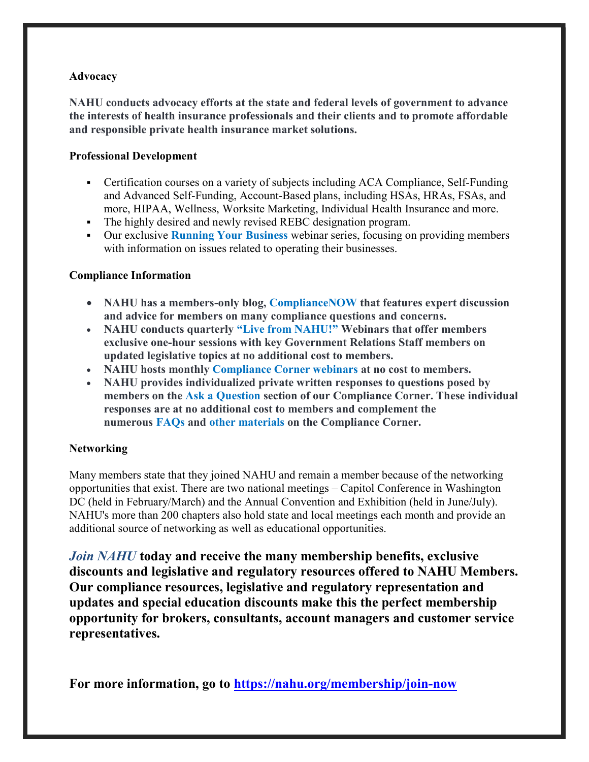**Advocacy**

**NAHU conducts advocacy efforts at the state and federal levels of government to advance the interests of health insurance professionals and their clients and to promote affordable and responsible private health insurance market solutions.**

**Professional Development**

- Certification courses on a variety of subjects including ACA Compliance, Self-Funding and Advanced Self-Funding, Account-Based plans, including HSAs, HRAs, FSAs, and more, HIPAA, Wellness, Worksite Marketing, Individual Health Insurance and more.
- The highly desired and newly revised REBC designation program.
- Our exclusive **Running Your Business** webinar series, focusing on providing members with information on issues related to operating their businesses.

**Compliance Information**

- **NAHU has a members-only blog, ComplianceNOW that features expert discussion and advice for members on many compliance questions and concerns.**
- **NAHU conducts quarterly "Live from NAHU!" Webinars that offer members exclusive one-hour sessions with key Government Relations Staff members on updated legislative topics at no additional cost to members.**
- **NAHU hosts monthly Compliance Corner webinars at no cost to members.**
- **NAHU provides individualized private written responses to questions posed by members on the Ask a Question section of our Compliance Corner. These individual responses are at no additional cost to members and complement the numerous FAQs and other materials on the Compliance Corner.**

**Networking**

Many members state that they joined NAHU and remain a member because of the networking opportunities that exist. There are two national meetings – Capitol Conference in Washington DC (held in February/March) and the Annual Convention and Exhibition (held in June/July). NAHU's more than 200 chapters also hold state and local meetings each month and provide an additional source of networking as well as educational opportunities.

***Join NAHU*** **today and receive the many membership benefits, exclusive discounts and legislative and regulatory resources offered to NAHU Members. Our compliance resources, legislative and regulatory representation and updates and special education discounts make this the perfect membership opportunity for brokers, consultants, account managers and customer service representatives.**

**For more information, go to https://nahu.org/membership/join-now**